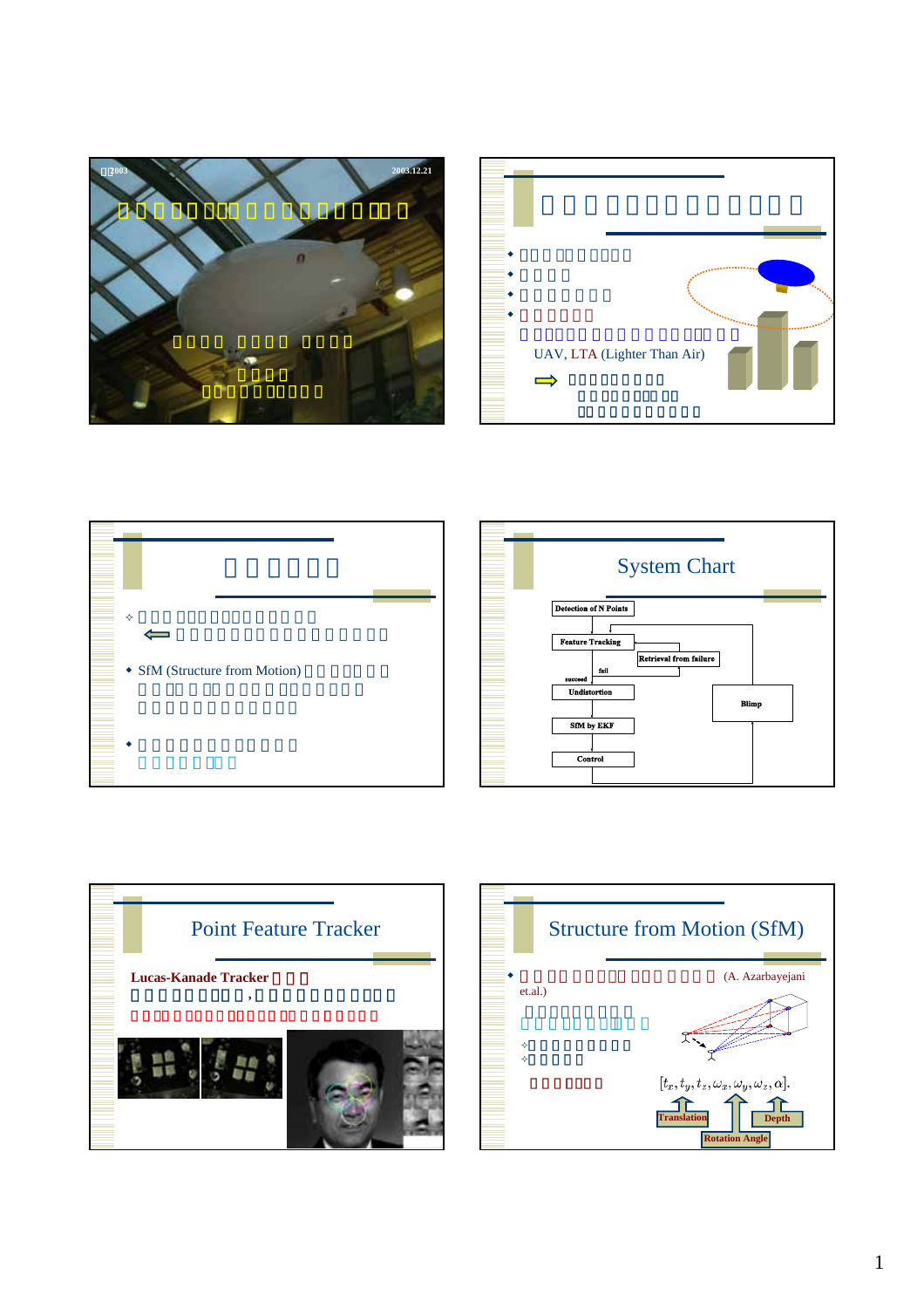2003 2003.12.21

## System Chart

Detection of N Points

Feature Tracking

Retrieval from failure

fail

succeed

Undistortion

SfM by EKF

Control

Blimp

---

UAV, LTA (Lighter Than Air)

---

- SfM (Structure from Motion)

---

## Point Feature Tracker

**Lucas-Kanade Tracker**

---

## Structure from Motion (SfM)

- (A. Azarbayejani et.al.)

$[t_x, t_y, t_z, \omega_x, \omega_y, \omega_z, \alpha].$

Translation

Rotation Angle

Depth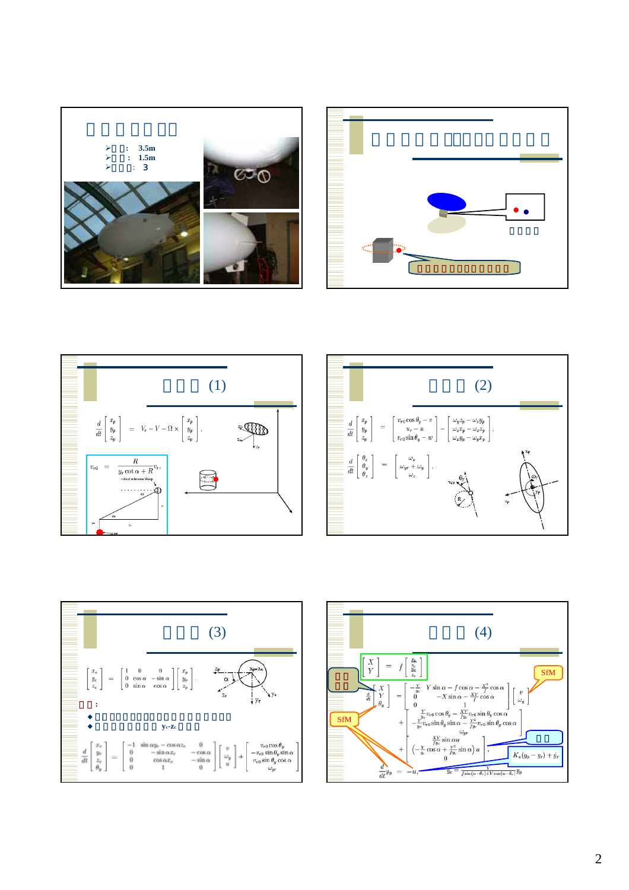## □□□□□□

- □□: 3.5m
- □□: 1.5m
- □□□: 3

## □□□□□□□□□□□□□

□□□□

□□□□□□□□□□□□□

## □□□ (1)

$$\frac{d}{dt}\begin{bmatrix} x_p \\ y_p \\ z_p \end{bmatrix} = V_r - V - \Omega \times \begin{bmatrix} x_p \\ y_p \\ z_p \end{bmatrix},$$

$$v_{r0} = \frac{R}{y_r \cot\alpha + R} v_r,$$

## □□□ (2)

$$\frac{d}{dt}\begin{bmatrix} x_p \\ y_p \\ z_p \end{bmatrix} = \begin{bmatrix} v_{r0}\cos\theta_y - v \\ u_r - u \\ v_{r0}\sin\theta_y - w \end{bmatrix} - \begin{bmatrix} \omega_y z_p - \omega_z y_p \\ \omega_z x_p - \omega_x z_p \\ \omega_x y_p - \omega_y x_p \end{bmatrix},$$

$$\frac{d}{dt}\begin{bmatrix} \theta_x \\ \theta_y \\ \theta_z \end{bmatrix} = \begin{bmatrix} \omega_x \\ \omega_{yr} + \omega_y \\ \omega_z \end{bmatrix},$$

## □□□ (3)

$$\begin{bmatrix} x_c \\ y_c \\ z_c \end{bmatrix} = \begin{bmatrix} 1 & 0 & 0 \\ 0 & \cos\alpha & -\sin\alpha \\ 0 & \sin\alpha & \cos\alpha \end{bmatrix}\begin{bmatrix} x_p \\ y_p \\ z_p \end{bmatrix},$$

□□:

- □□□□□□□□□□□□□□□□□□□□□□□
- □□□□□□□□ $y_c$-$z_c$ □□□

$$\frac{d}{dt}\begin{bmatrix} x_c \\ y_c \\ z_c \\ \theta_y \end{bmatrix} = \begin{bmatrix} -1 & \sin\alpha y_c - \cos\alpha z_c & 0 \\ 0 & -\sin\alpha x_c & -\cos\alpha \\ 0 & \cos\alpha x_c & -\sin\alpha \\ 0 & 1 & 0 \end{bmatrix}\begin{bmatrix} v \\ \omega_y \\ u \end{bmatrix} + \begin{bmatrix} v_{r0}\cos\theta_y \\ -v_{r0}\sin\theta_y\sin\alpha \\ v_{r0}\sin\theta_y\cos\alpha \\ \omega_{yr} \end{bmatrix}$$

## □□□ (4)

$$\begin{bmatrix} X \\ Y \end{bmatrix} = f\begin{bmatrix} \frac{x_c}{z_c} \\ \frac{y_c}{z_c} \end{bmatrix}$$

□□ □□

SfM

$$\frac{d}{dt}\begin{bmatrix} X \\ Y \\ \theta_y \end{bmatrix} = \begin{bmatrix} -\frac{Y}{y_c} & Y\sin\alpha - f\cos\alpha - \frac{X^2}{f}\cos\alpha \\ 0 & -X\sin\alpha - \frac{XY}{f}\cos\alpha \\ 0 & 1 \end{bmatrix}\begin{bmatrix} v \\ \omega_y \end{bmatrix} + \begin{bmatrix} \frac{Y}{y_c}v_{r0}\cos\theta_y - \frac{XY}{fy_c}v_{r0}\sin\theta_y\cos\alpha \\ -\frac{Y}{y_c}v_{r0}\sin\theta_y\sin\alpha - \frac{Y^2}{fy_c}v_{r0}\sin\theta_y\cos\alpha \\ \omega_{yr} \end{bmatrix} + \begin{bmatrix} \frac{XY}{fy_c}\sin\alpha u \\ \left(-\frac{Y}{y_c}\cos\alpha + \frac{Y^2}{fy_c}\sin\alpha\right)u \\ 0 \end{bmatrix},$$

$$\frac{d}{dt}y_p = -u, \quad y_c = \frac{Y}{f\sin(\alpha-\theta_c)+Y\cos(\alpha-\theta_c)}y_p$$

SfM

□□

$K_u(y_p - y_r) + \dot{y}_r$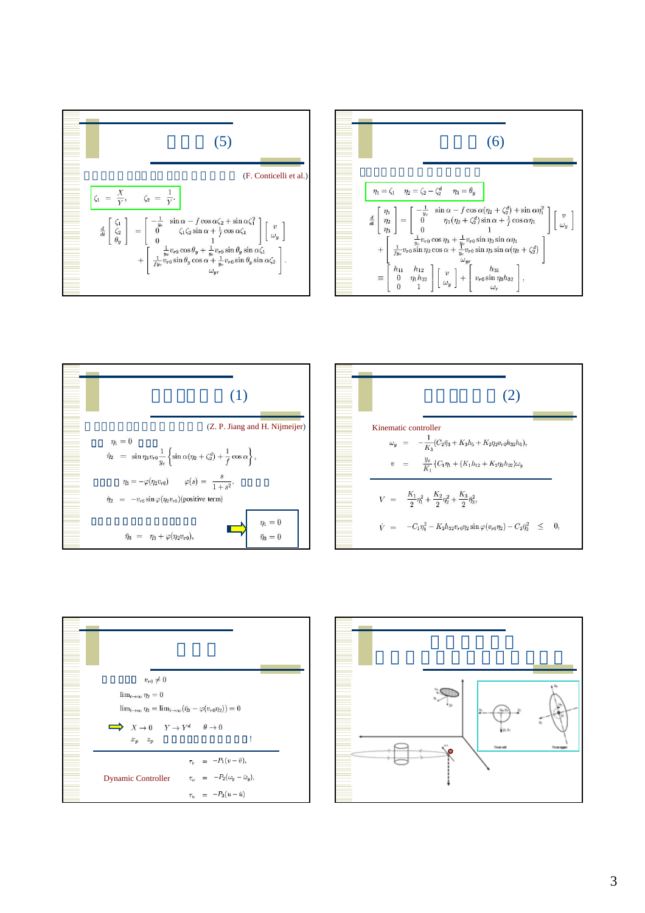## □□□ (5)

□□□□□□□□□□□□□□□□□□□□ (F. Conticelli et al.)

$$\zeta_1 = \frac{X}{Y}, \quad \zeta_2 = \frac{1}{Y}.$$

$$\frac{d}{dt}\begin{bmatrix}\zeta_1\\ \zeta_2\\ \theta_y\end{bmatrix} = \begin{bmatrix}-\frac{1}{y_c} & \sin\alpha - f\cos\alpha\zeta_2 + \sin\alpha\zeta_1^2\\ 0 & \zeta_1\zeta_2\sin\alpha + \frac{1}{f}\cos\alpha\zeta_1\\ 0 & 1\end{bmatrix}\begin{bmatrix}v\\ \omega_y\end{bmatrix} + \begin{bmatrix}\frac{1}{y_c}v_{r0}\cos\theta_y + \frac{1}{y_c}v_{r0}\sin\theta_y\sin\alpha\zeta_1\\ \frac{1}{fy_c}v_{r0}\sin\theta_y\cos\alpha + \frac{1}{y_c}v_{r0}\sin\theta_y\sin\alpha\zeta_2\\ \omega_{yr}\end{bmatrix}.$$

## □□□ (6)

□□□□□□□□□□□□□□□□

$$\eta_1 = \zeta_1 \quad \eta_2 = \zeta_2 - \zeta_2^d \quad \eta_3 = \theta_y$$

$$\frac{d}{dt}\begin{bmatrix}\eta_1\\ \eta_2\\ \eta_3\end{bmatrix} = \begin{bmatrix}-\frac{1}{y_c} & \sin\alpha - f\cos\alpha(\eta_2+\zeta_2^d) + \sin\alpha\eta_1^2\\ 0 & \eta_1(\eta_2+\zeta_2^d)\sin\alpha + \frac{1}{f}\cos\alpha\eta_1\\ 0 & 1\end{bmatrix}\begin{bmatrix}v\\ \omega_y\end{bmatrix} + \begin{bmatrix}\frac{1}{y_c}v_{r0}\cos\eta_3 + \frac{1}{y_c}v_{r0}\sin\eta_3\sin\alpha\eta_1\\ \frac{1}{fy_c}v_{r0}\sin\eta_3\cos\alpha + \frac{1}{y_c}v_{r0}\sin\eta_3\sin\alpha(\eta_2+\zeta_2^d)\\ \omega_{yr}\end{bmatrix}$$

$$\equiv \begin{bmatrix}h_{11} & h_{12}\\ 0 & \eta_1 h_{22}\\ 0 & 1\end{bmatrix}\begin{bmatrix}v\\ \omega_y\end{bmatrix} + \begin{bmatrix}h_{31}\\ v_{r0}\sin\eta_3 h_{32}\\ \omega_r\end{bmatrix},$$

## □□□□□ (1)

□□□□□□□□□□□□□□□□ (Z. P. Jiang and H. Nijmeijer)

□□ $\eta_1 = 0$ □□□

$$\dot\eta_2 = \sin\eta_3 v_{r0}\frac{1}{y_c}\left\{\sin\alpha(\eta_2+\zeta_2^d) + \frac{1}{f}\cos\alpha\right\},$$

□□□□ $\eta_3 = -\varphi(\eta_2 v_{r0}) \qquad \varphi(s) = \frac{s}{1+s^2}.$ □□□□

$$\dot\eta_2 = -v_{r0}\sin\varphi(\eta_2 v_{r0})\text{(positive term)}$$

□□□□□□□□□□□□□□□□

$$\bar\eta_3 = \eta_3 + \varphi(\eta_2 v_{r0}),$$

$\eta_1 = 0$

$\bar\eta_3 = 0$

## □□□□□ (2)

Kinematic controller

$$\omega_y = -\frac{1}{K_3}(C_2\bar\eta_3 + K_3 h_5 + K_2\eta_2 v_{r0} h_{32} h_6),$$

$$v = \frac{y_c}{K_1}\{C_1\eta_1 + (K_1 h_{12} + K_2\eta_2 h_{22})\omega_y$$

$$V = \frac{K_1}{2}\eta_1^2 + \frac{K_2}{2}\eta_2^2 + \frac{K_3}{2}\bar\eta_3^2,$$

$$\dot V = -C_1\eta_1^2 - K_2 h_{32} v_{r0}\eta_2\sin\varphi(v_{r0}\eta_2) - C_2\bar\eta_3^2 \leq 0,$$

## □□□

□□□□□ $v_{r0} \neq 0$

$\lim_{t\to\infty}\eta_2 = 0$

$\lim_{t\to\infty}\eta_3 = \lim_{t\to\infty}(\bar\eta_3 - \varphi(v_{r0}\eta_2)) = 0$

⇒ $X \to 0 \quad Y \to Y^d \quad \theta \to 0$

$x_p \quad z_p$ □□□□□□□□□□□□!

Dynamic Controller

$$\tau_v = -P_1(v - \bar v),$$
$$\tau_\omega = -P_2(\omega_y - \bar\omega_y),$$
$$\tau_u = -P_3(u - \bar u)$$

## □□□□□□

□□□□□□□□□□□□□□□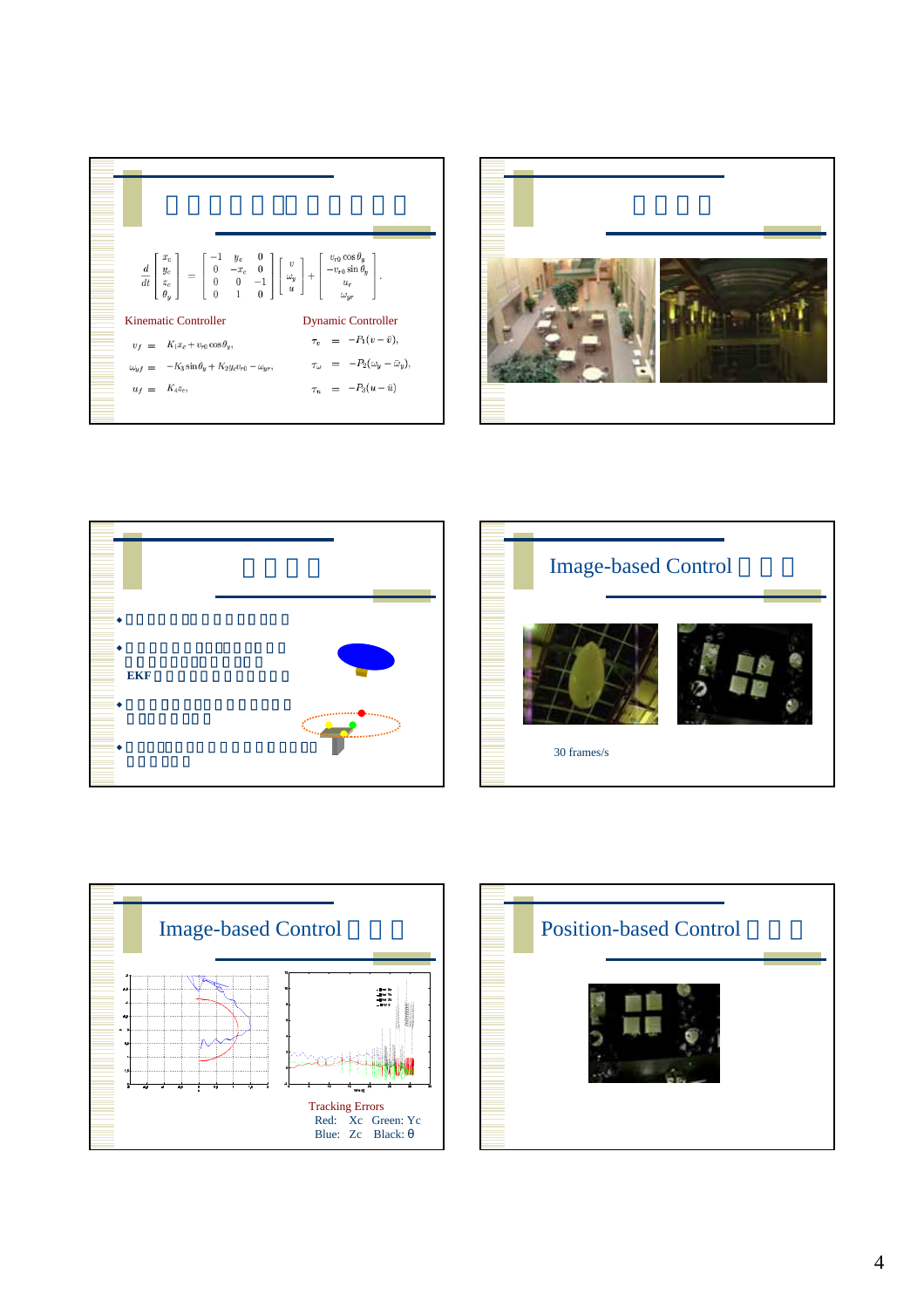## □□□□□□□□□□□□

$$\frac{d}{dt}\begin{bmatrix} x_c \\ y_c \\ z_c \\ \theta_y \end{bmatrix} = \begin{bmatrix} -1 & y_c & 0 \\ 0 & -x_c & 0 \\ 0 & 0 & -1 \\ 0 & 1 & 0 \end{bmatrix} \begin{bmatrix} v \\ \omega_y \\ u \end{bmatrix} + \begin{bmatrix} v_{r0}\cos\theta_y \\ -v_{r0}\sin\theta_y \\ u_r \\ \omega_{yr} \end{bmatrix}.$$

Kinematic Controller

$$v_f = K_1 x_c + v_{r0}\cos\theta_y,$$
$$\omega_{yf} = -K_3\sin\theta_y + K_2 y_c v_{r0} - \omega_{yr},$$
$$u_f = K_4 z_c,$$

Dynamic Controller

$$\tau_v = -P_1(v - \bar{v}),$$
$$\tau_\omega = -P_2(\omega_y - \bar{\omega}_y),$$
$$\tau_u = -P_3(u - \bar{u})$$

## □□□□

## □□□□

- □□□□□□□□□□□□□□□□
- □□□□□□□□□□□□□□□□□□□□□□□□□□□□□□□ EKF □□□□□□□□□□□□
- □□□□□□□□□□□□□□□□□□□□□□□□□□
- □□□□□□□□□□□□□□□□□□□□□□□□□□□

## Image-based Control □□□

30 frames/s

## Image-based Control □□□

Tracking Errors
Red: Xc Green: Yc
Blue: Zc Black: θ

## Position-based Control □□□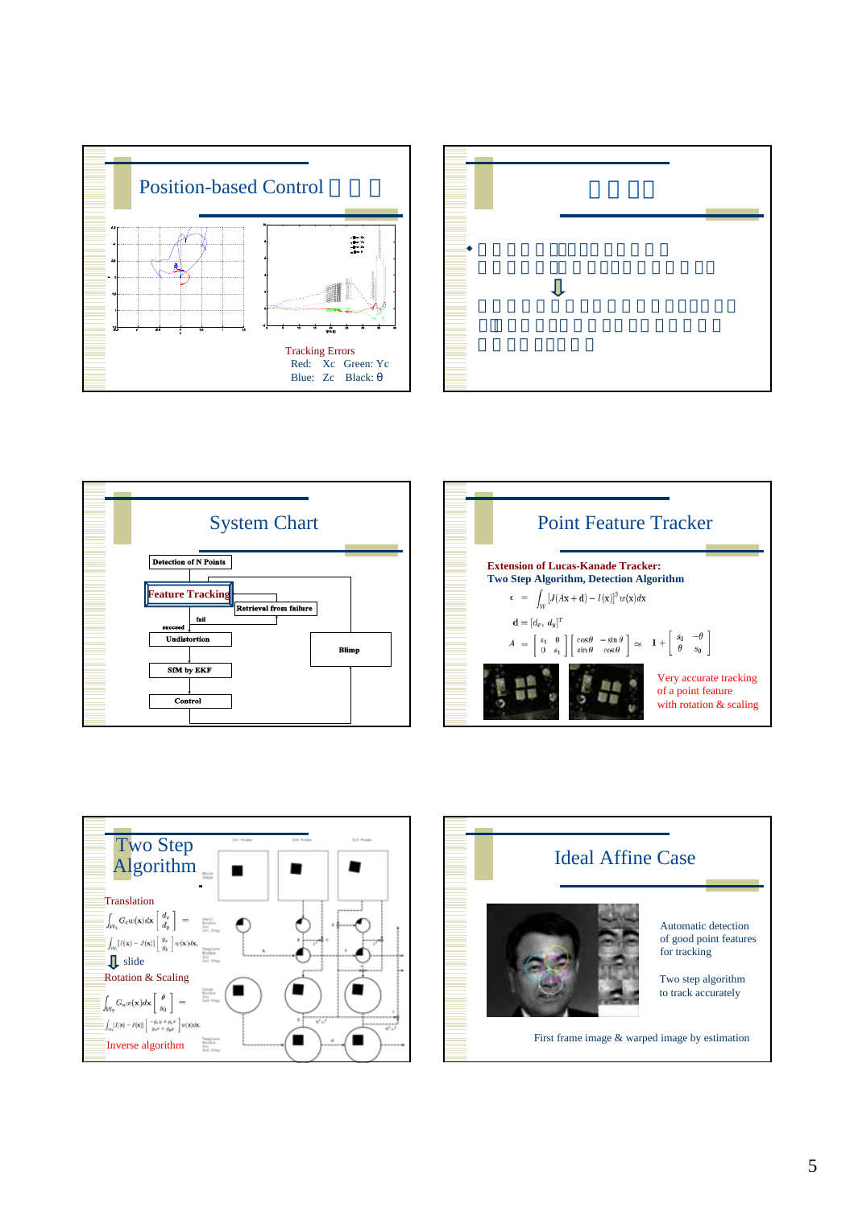## Position-based Control □ □ □

Tracking Errors
Red: Xc Green: Yc
Blue: Zc Black: θ

## □ □ □□

- □ □ □ □ □ □ □□□□ □ □ □ □ □ □ □ □ □ □ □ □ □□ □ □ □ □ □ □ □ □ □ □□

⇩

□ □ □ □ □ □ □ □ □ □ □ □ □ □ □ □ □ □□□□ □□ □□ □ □ □ □□□ □ □ □ □ □ □□ □ □ □ □ □ □ □ □ □ □□□□ □ □

## System Chart

Detection of N Points

Feature Tracking

Retrieval from failure

fail

succeed

Undistortion

SfM by EKF

Control

Blimp

## Point Feature Tracker

**Extension of Lucas-Kanade Tracker:**
**Two Step Algorithm, Detection Algorithm**

$$\epsilon = \int_W [J(A\mathbf{x} + \mathbf{d}) - I(\mathbf{x})]^2 w(\mathbf{x}) d\mathbf{x}$$

$$\mathbf{d} = [d_x, d_y]^T$$

$$A = \begin{bmatrix} s_1 & 0 \\ 0 & s_1 \end{bmatrix} \begin{bmatrix} \cos\theta & -\sin\theta \\ \sin\theta & \cos\theta \end{bmatrix} \simeq \mathbf{1} + \begin{bmatrix} s_0 & -\theta \\ \theta & s_0 \end{bmatrix}$$

Very accurate tracking of a point feature with rotation & scaling

## Two Step Algorithm

Translation

$$\int_{W_1} G_c w(\mathbf{x}) d\mathbf{x} \begin{bmatrix} d_x \\ d_y \end{bmatrix} = \int_{W_1} [I(\mathbf{x}) - J(\mathbf{x})] \begin{bmatrix} g_x \\ g_y \end{bmatrix} w(\mathbf{x}) d\mathbf{x},$$

⇩ slide

Rotation & Scaling

$$\int_{W_2} G_a w(\mathbf{x}) d\mathbf{x} \begin{bmatrix} \theta \\ s_0 \end{bmatrix} = \int_{W_2} [I(\mathbf{x}) - J(\mathbf{x})] \begin{bmatrix} -g_x y + g_y x \\ g_x x + g_y y \end{bmatrix} w(\mathbf{x}) d\mathbf{x}.$$

Inverse algorithm

## Ideal Affine Case

Automatic detection of good point features for tracking

Two step algorithm to track accurately

First frame image & warped image by estimation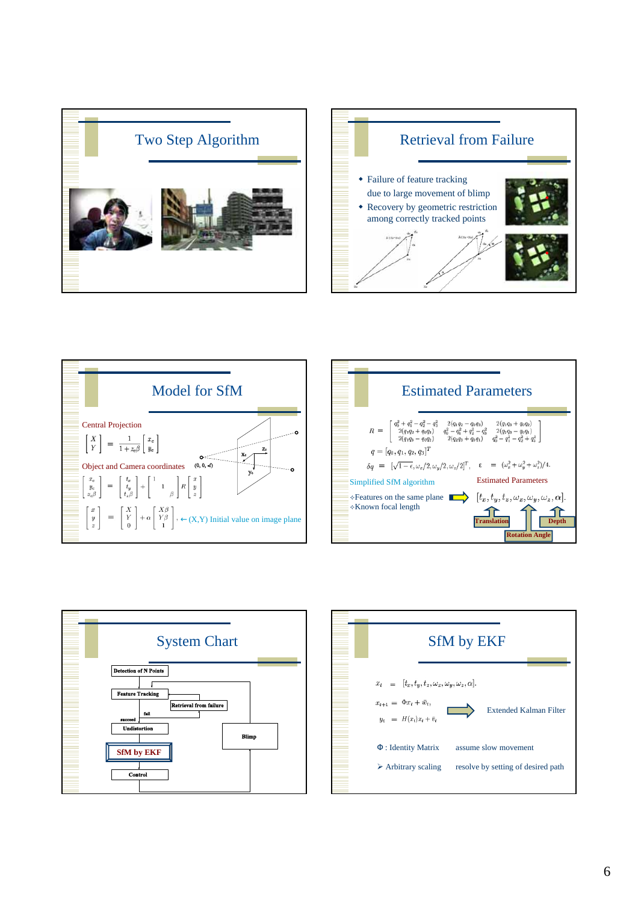## Two Step Algorithm

## Retrieval from Failure

- Failure of feature tracking due to large movement of blimp
- Recovery by geometric restriction among correctly tracked points

## Model for SfM

Central Projection

$$\begin{bmatrix} X \\ Y \end{bmatrix} = \frac{1}{1+z_c\beta}\begin{bmatrix} x_c \\ y_c \end{bmatrix}$$

Object and Camera coordinates

$$\begin{bmatrix} x_c \\ y_c \\ z_c\beta \end{bmatrix} = \begin{bmatrix} t_x \\ t_y \\ t_z\beta \end{bmatrix} + \begin{bmatrix} 1 & & \\ & 1 & \\ & & \beta \end{bmatrix} R \begin{bmatrix} x \\ y \\ z \end{bmatrix}$$

$$\begin{bmatrix} x \\ y \\ z \end{bmatrix} = \begin{bmatrix} X \\ Y \\ 0 \end{bmatrix} + \alpha \begin{bmatrix} X\beta \\ Y\beta \\ 1 \end{bmatrix}$$

← (X,Y) Initial value on image plane

(0, 0, -f)

## Estimated Parameters

$$R = \begin{bmatrix} q_0^2+q_1^2-q_2^2-q_3^2 & 2(q_1q_2-q_0q_3) & 2(q_1q_3+q_0q_2) \\ 2(q_1q_2+q_0q_3) & q_0^2-q_1^2+q_2^2-q_3^2 & 2(q_2q_3-q_0q_1) \\ 2(q_1q_3-q_0q_2) & 2(q_2q_3+q_0q_1) & q_0^2-q_1^2-q_2^2+q_3^2 \end{bmatrix}$$

$$q = [q_0, q_1, q_2, q_3]^T$$

$$\delta q = [\sqrt{1-\epsilon}, \omega_x/2, \omega_y/2, \omega_z/2]^T, \quad \epsilon = (\omega_x^2+\omega_y^2+\omega_z^2)/4.$$

Simplified SfM algorithm

- Features on the same plane
- Known focal length

Estimated Parameters

$$[t_x, t_y, t_z, \omega_x, \omega_y, \omega_z, \alpha].$$

Translation, Rotation Angle, Depth

## System Chart

Detection of N Points → Feature Tracking → (fail) Retrieval from failure; (succeed) Undistortion → SfM by EKF → Control → Blimp

## SfM by EKF

$$x_t = [t_x, t_y, t_z, \omega_x, \omega_y, \omega_z, \alpha].$$

$$x_{t+1} = \Phi x_t + \bar{w}_t,$$

$$y_t = H(x_t)x_t + \bar{v}_t$$

Extended Kalman Filter

$\Phi$ : Identity Matrix — assume slow movement

- Arbitrary scaling — resolve by setting of desired path